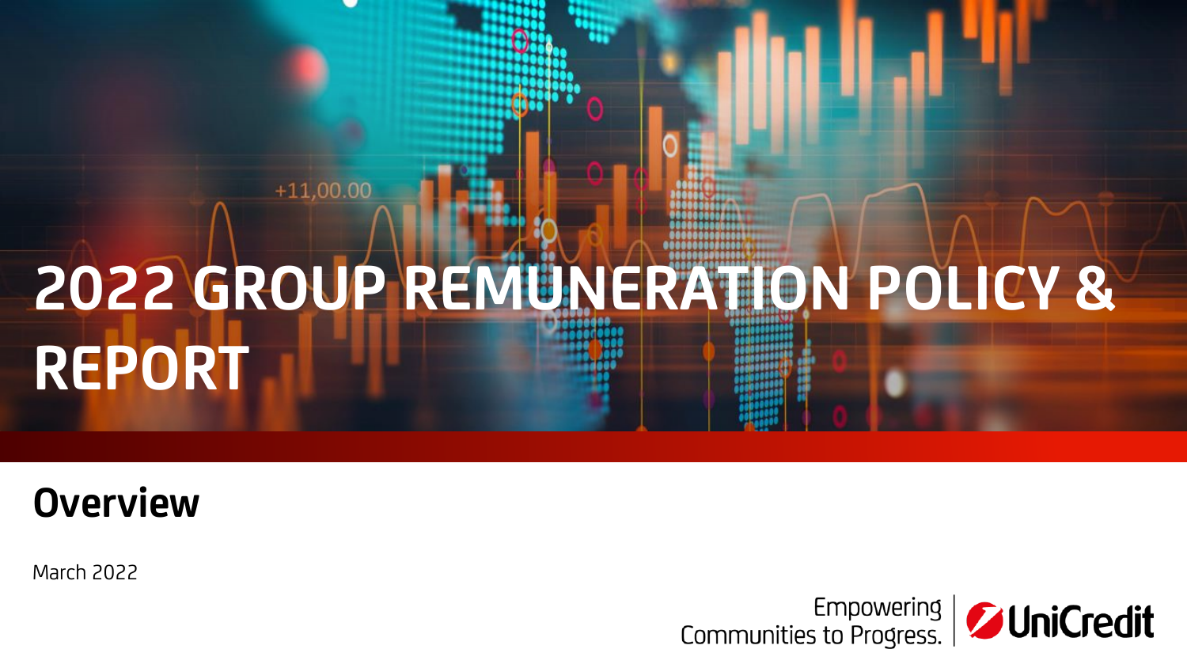# 2022 GROUP REMUNERATION POLICY & REPORT

## Overview

March 2022

Empowering Communities to Progress. | UniCredit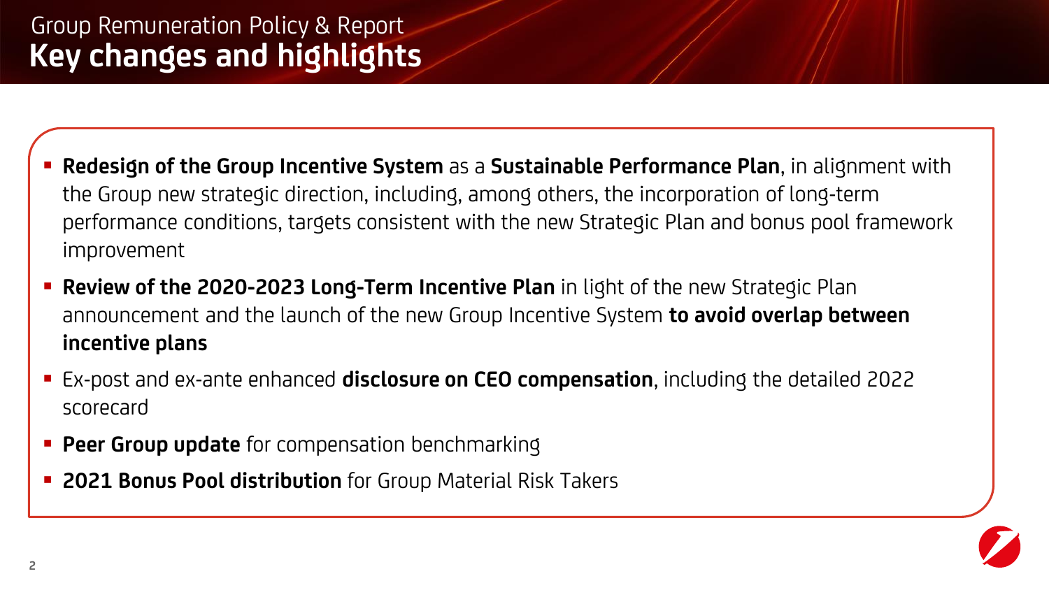# Group Remuneration Policy & Report

## Key changes and highlights

- **Redesign of the Group Incentive System** as a **Sustainable Performance Plan**, in alignment with the Group new strategic direction, including, among others, the incorporation of long-term performance conditions, targets consistent with the new Strategic Plan and bonus pool framework improvement
- **Review of the 2020-2023 Long-Term Incentive Plan** in light of the new Strategic Plan announcement and the launch of the new Group Incentive System **to avoid overlap between incentive plans**
- Ex-post and ex-ante enhanced **disclosure on CEO compensation**, including the detailed 2022 scorecard
- **Peer Group update** for compensation benchmarking
- **2021 Bonus Pool distribution** for Group Material Risk Takers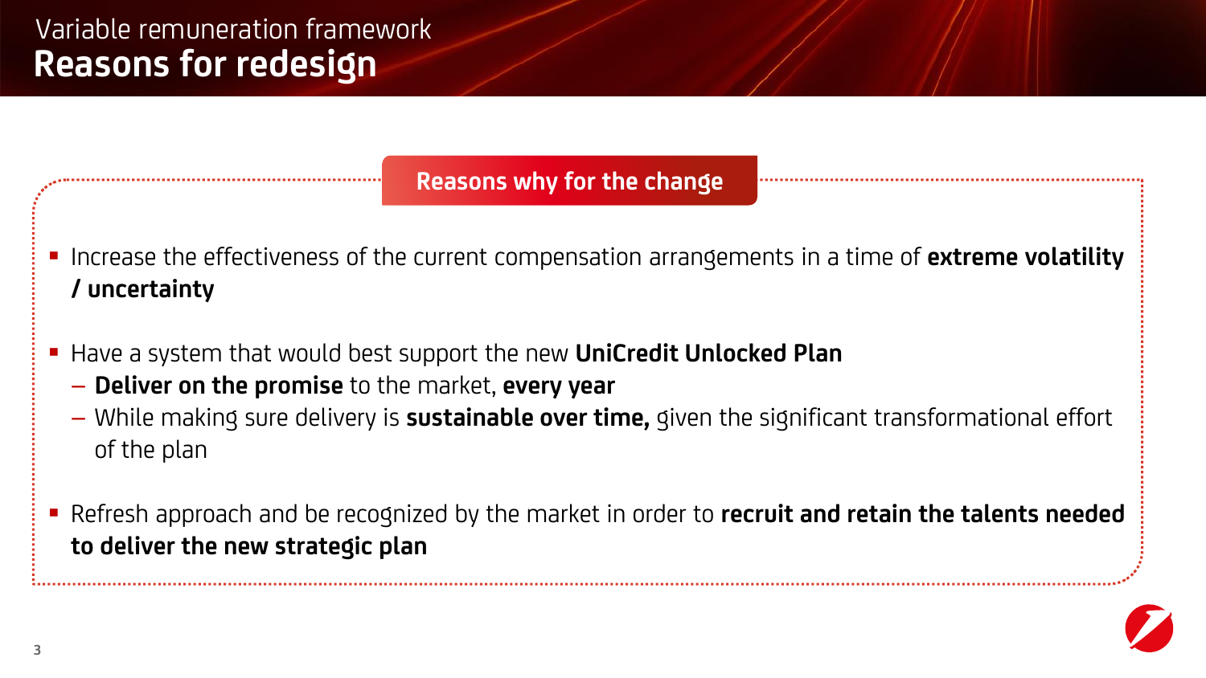# Variable remuneration framework
## Reasons for redesign

### Reasons why for the change

- Increase the effectiveness of the current compensation arrangements in a time of **extreme volatility / uncertainty**
- Have a system that would best support the new **UniCredit Unlocked Plan**
  - **Deliver on the promise** to the market, **every year**
  - While making sure delivery is **sustainable over time,** given the significant transformational effort of the plan
- Refresh approach and be recognized by the market in order to **recruit and retain the talents needed to deliver the new strategic plan**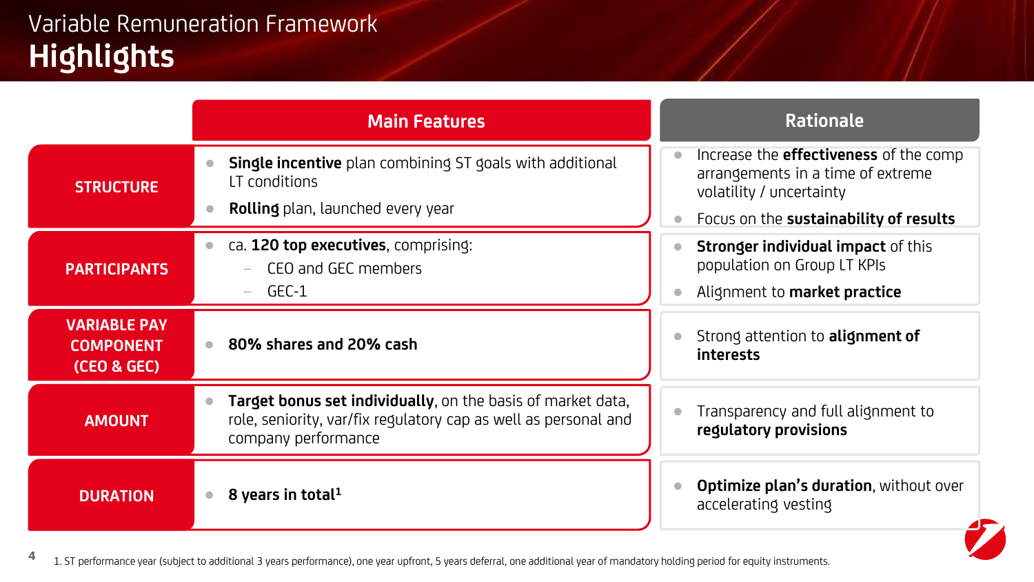# Variable Remuneration Framework

## Highlights

| | Main Features | Rationale |
|---|---|---|
| **STRUCTURE** | • **Single incentive** plan combining ST goals with additional LT conditions<br>• **Rolling** plan, launched every year | • Increase the **effectiveness** of the comp arrangements in a time of extreme volatility / uncertainty<br>• Focus on the **sustainability of results** |
| **PARTICIPANTS** | • ca. **120 top executives**, comprising:<br>– CEO and GEC members<br>– GEC-1 | • **Stronger individual impact** of this population on Group LT KPIs<br>• Alignment to **market practice** |
| **VARIABLE PAY COMPONENT (CEO & GEC)** | • **80% shares and 20% cash** | • Strong attention to **alignment of interests** |
| **AMOUNT** | • **Target bonus set individually**, on the basis of market data, role, seniority, var/fix regulatory cap as well as personal and company performance | • Transparency and full alignment to **regulatory provisions** |
| **DURATION** | • **8 years in total**[1] | • **Optimize plan's duration**, without over accelerating vesting |

1. ST performance year (subject to additional 3 years performance), one year upfront, 5 years deferral, one additional year of mandatory holding period for equity instruments.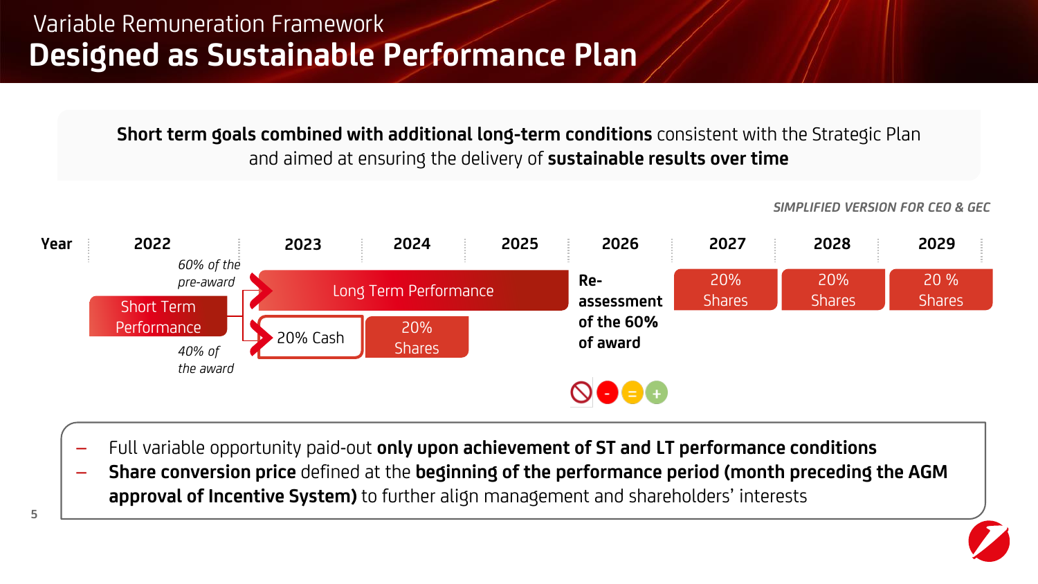Variable Remuneration Framework

# Designed as Sustainable Performance Plan

**Short term goals combined with additional long-term conditions** consistent with the Strategic Plan and aimed at ensuring the delivery of **sustainable results over time**

*SIMPLIFIED VERSION FOR CEO & GEC*

| Year | 2022 | 2023 | 2024 | 2025 | 2026 | 2027 | 2028 | 2029 |
|---|---|---|---|---|---|---|---|---|
| | Short Term Performance (*60% of the pre-award* → Long Term Performance; *40% of the award* → 20% Cash, 20% Shares) | Long Term Performance | | | **Re-assessment of the 60% of award** | 20% Shares | 20% Shares | 20 % Shares |
| | | 20% Cash | 20% Shares | | | | | |

- **Full variable opportunity paid-out only upon achievement of ST and LT performance conditions**
- **Share conversion price** defined at the **beginning of the performance period (month preceding the AGM approval of Incentive System)** to further align management and shareholders' interests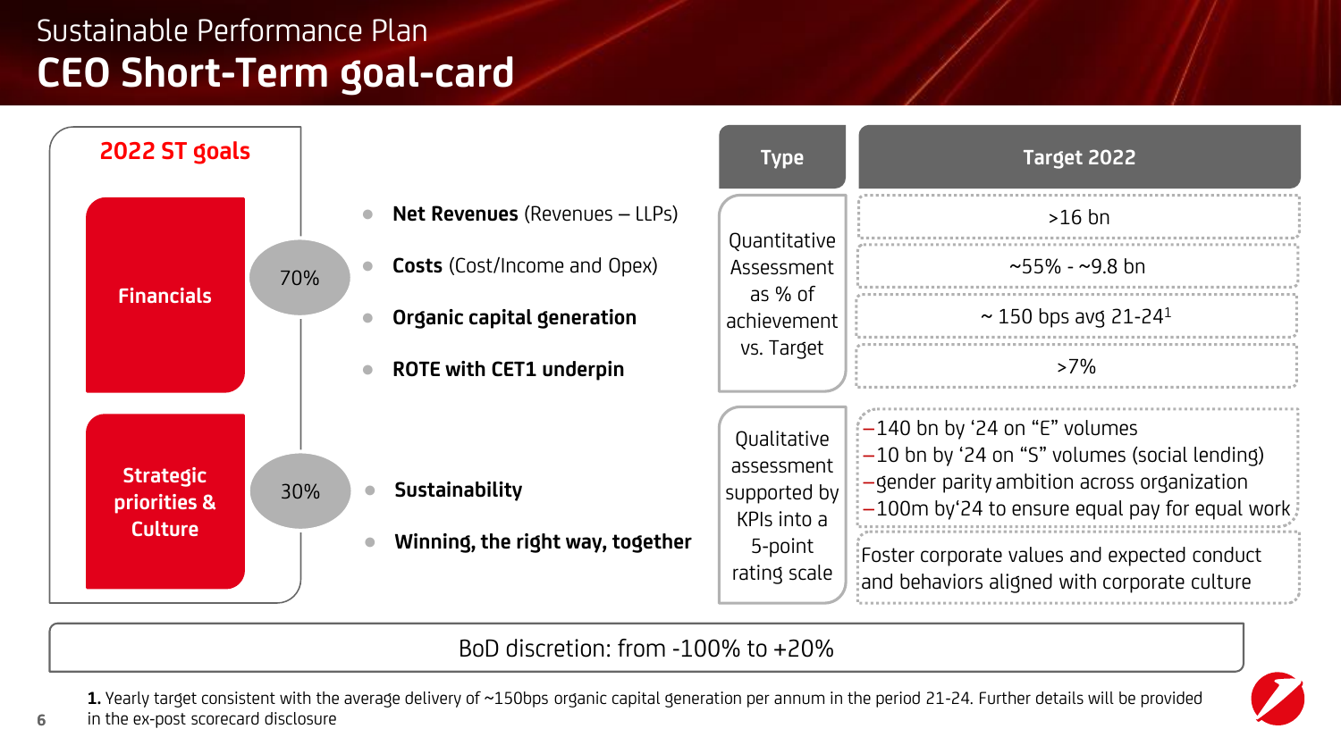# Sustainable Performance Plan

## CEO Short-Term goal-card

| 2022 ST goals | Weight | Goal | Type | Target 2022 |
|---|---|---|---|---|
| Financials | 70% | **Net Revenues** (Revenues – LLPs) | Quantitative Assessment as % of achievement vs. Target | >16 bn |
| | | **Costs** (Cost/Income and Opex) | | ~55% - ~9.8 bn |
| | | **Organic capital generation** | | ~ 150 bps avg 21-24[1] |
| | | **ROTE with CET1 underpin** | | >7% |
| Strategic priorities & Culture | 30% | **Sustainability** | Qualitative assessment supported by KPIs into a 5-point rating scale | – 140 bn by '24 on "E" volumes<br>– 10 bn by '24 on "S" volumes (social lending)<br>– gender parity ambition across organization<br>– 100m by'24 to ensure equal pay for equal work |
| | | **Winning, the right way, together** | | Foster corporate values and expected conduct and behaviors aligned with corporate culture |

BoD discretion: from -100% to +20%

**1.** Yearly target consistent with the average delivery of ~150bps organic capital generation per annum in the period 21-24. Further details will be provided in the ex-post scorecard disclosure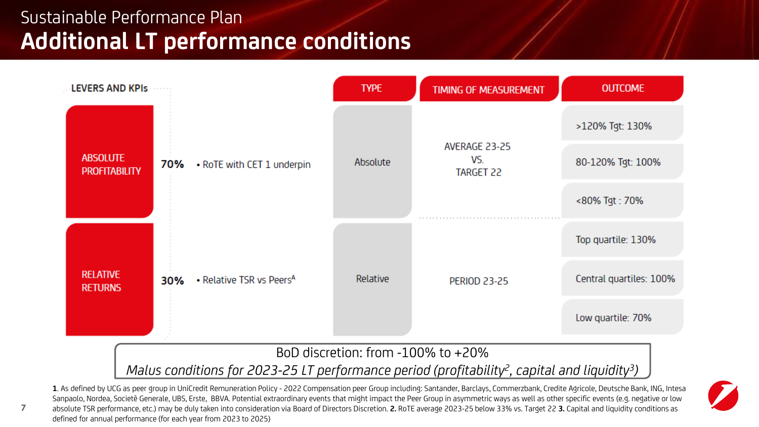Sustainable Performance Plan

# Additional LT performance conditions

| LEVERS AND KPIs | | | TYPE | TIMING OF MEASUREMENT | OUTCOME |
|---|---|---|---|---|---|
| ABSOLUTE PROFITABILITY | 70% | • RoTE with CET 1 underpin | Absolute | AVERAGE 23-25 VS. TARGET 22 | >120% Tgt: 130% |
| | | | | | 80-120% Tgt: 100% |
| | | | | | <80% Tgt : 70% |
| RELATIVE RETURNS | 30% | • Relative TSR vs Peers[A] | Relative | PERIOD 23-25 | Top quartile: 130% |
| | | | | | Central quartiles: 100% |
| | | | | | Low quartile: 70% |

BoD discretion: from -100% to +20%

*Malus conditions for 2023-25 LT performance period (profitability[2], capital and liquidity[3])*

**1**. As defined by UCG as peer group in UniCredit Remuneration Policy - 2022 Compensation peer Group including: Santander, Barclays, Commerzbank, Credite Agricole, Deutsche Bank, ING, Intesa Sanpaolo, Nordea, Societè Generale, UBS, Erste, BBVA. Potential extraordinary events that might impact the Peer Group in asymmetric ways as well as other specific events (e.g. negative or low absolute TSR performance, etc.) may be duly taken into consideration via Board of Directors Discretion. **2.** RoTE average 2023-25 below 33% vs. Target 22 **3.** Capital and liquidity conditions as defined for annual performance (for each year from 2023 to 2025)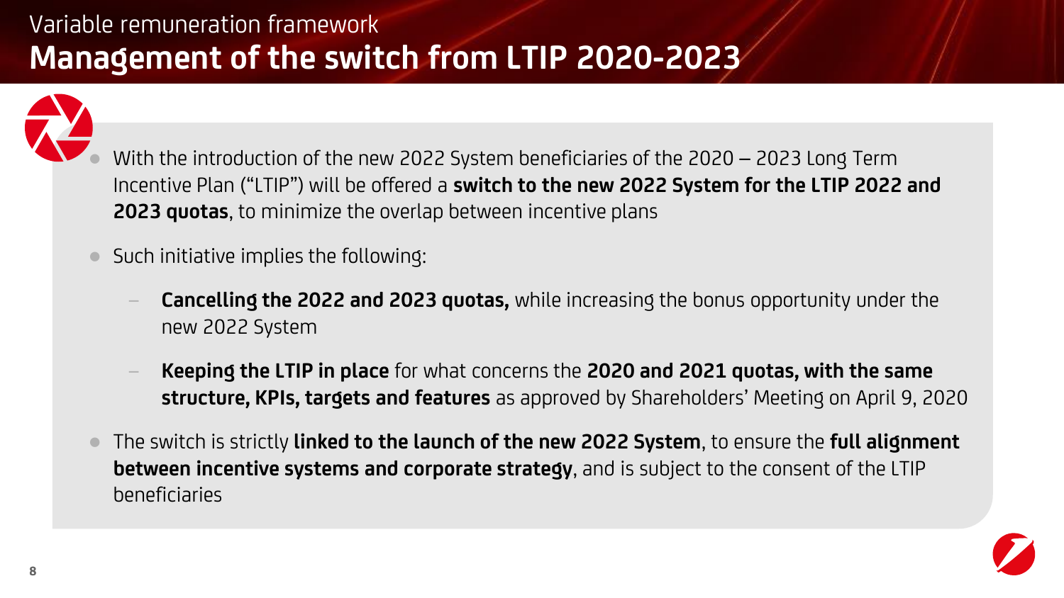Variable remuneration framework

# Management of the switch from LTIP 2020-2023

- With the introduction of the new 2022 System beneficiaries of the 2020 – 2023 Long Term Incentive Plan ("LTIP") will be offered a **switch to the new 2022 System for the LTIP 2022 and 2023 quotas**, to minimize the overlap between incentive plans
- Such initiative implies the following:
  - **Cancelling the 2022 and 2023 quotas,** while increasing the bonus opportunity under the new 2022 System
  - **Keeping the LTIP in place** for what concerns the **2020 and 2021 quotas, with the same structure, KPIs, targets and features** as approved by Shareholders' Meeting on April 9, 2020
- The switch is strictly **linked to the launch of the new 2022 System**, to ensure the **full alignment between incentive systems and corporate strategy**, and is subject to the consent of the LTIP beneficiaries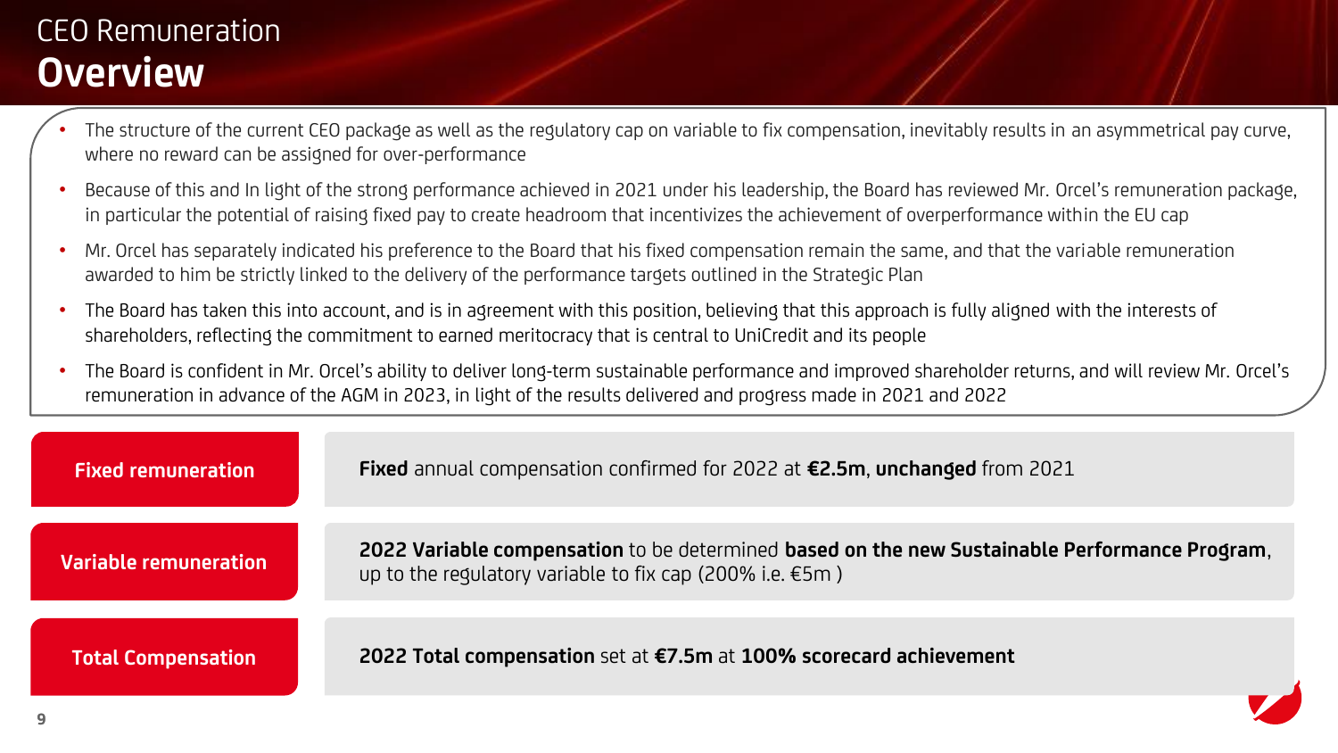# CEO Remuneration

## Overview

- The structure of the current CEO package as well as the regulatory cap on variable to fix compensation, inevitably results in an asymmetrical pay curve, where no reward can be assigned for over-performance
- Because of this and In light of the strong performance achieved in 2021 under his leadership, the Board has reviewed Mr. Orcel's remuneration package, in particular the potential of raising fixed pay to create headroom that incentivizes the achievement of overperformance within the EU cap
- Mr. Orcel has separately indicated his preference to the Board that his fixed compensation remain the same, and that the variable remuneration awarded to him be strictly linked to the delivery of the performance targets outlined in the Strategic Plan
- The Board has taken this into account, and is in agreement with this position, believing that this approach is fully aligned with the interests of shareholders, reflecting the commitment to earned meritocracy that is central to UniCredit and its people
- The Board is confident in Mr. Orcel's ability to deliver long-term sustainable performance and improved shareholder returns, and will review Mr. Orcel's remuneration in advance of the AGM in 2023, in light of the results delivered and progress made in 2021 and 2022

| | |
|---|---|
| **Fixed remuneration** | **Fixed** annual compensation confirmed for 2022 at **€2.5m**, **unchanged** from 2021 |
| **Variable remuneration** | **2022 Variable compensation** to be determined **based on the new Sustainable Performance Program**, up to the regulatory variable to fix cap (200% i.e. €5m ) |
| **Total Compensation** | **2022 Total compensation** set at **€7.5m** at **100% scorecard achievement** |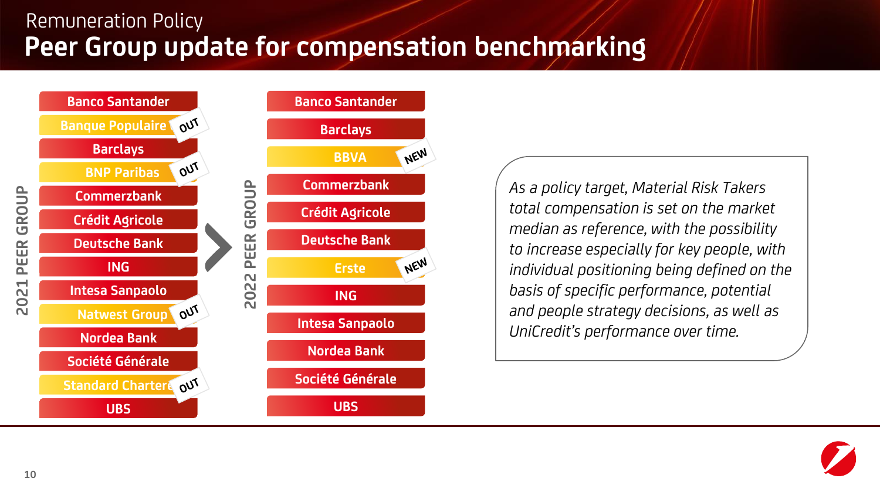Remuneration Policy

# Peer Group update for compensation benchmarking

## 2021 PEER GROUP

- Banco Santander
- Banque Populaire — OUT
- Barclays
- BNP Paribas — OUT
- Commerzbank
- Crédit Agricole
- Deutsche Bank
- ING
- Intesa Sanpaolo
- Natwest Group — OUT
- Nordea Bank
- Société Générale
- Standard Chartered — OUT
- UBS

## 2022 PEER GROUP

- Banco Santander
- Barclays
- BBVA — NEW
- Commerzbank
- Crédit Agricole
- Deutsche Bank
- Erste — NEW
- ING
- Intesa Sanpaolo
- Nordea Bank
- Société Générale
- UBS

*As a policy target, Material Risk Takers total compensation is set on the market median as reference, with the possibility to increase especially for key people, with individual positioning being defined on the basis of specific performance, potential and people strategy decisions, as well as UniCredit's performance over time.*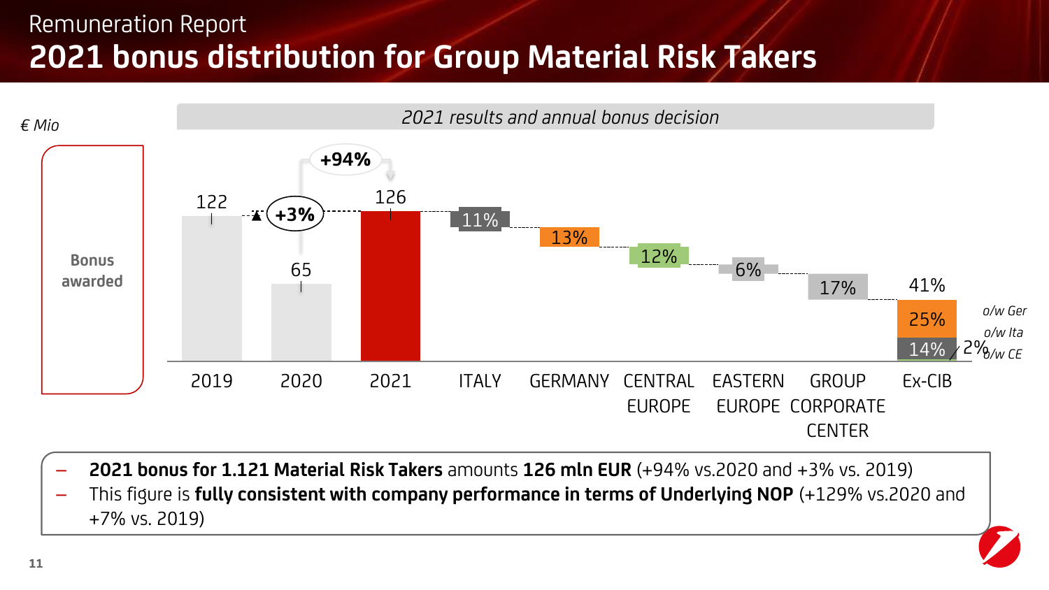Remuneration Report

# 2021 bonus distribution for Group Material Risk Takers

€ Mio

*2021 results and annual bonus decision*

**Bonus awarded**

| | 2019 | 2020 | 2021 | ITALY | GERMANY | CENTRAL EUROPE | EASTERN EUROPE | GROUP CORPORATE CENTER | Ex-CIB |
|---|---|---|---|---|---|---|---|---|---|
| Bonus awarded | 122 | 65 | 126 | 11% | 13% | 12% | 6% | 17% | 41% |

2021 vs. 2020: +94%; 2021 vs. 2019: +3%

Ex-CIB 41%: 25% o/w Ger; 14% o/w Ita; 2% o/w CE

- **2021 bonus for 1.121 Material Risk Takers** amounts **126 mln EUR** (+94% vs.2020 and +3% vs. 2019)
- This figure is **fully consistent with company performance in terms of Underlying NOP** (+129% vs.2020 and +7% vs. 2019)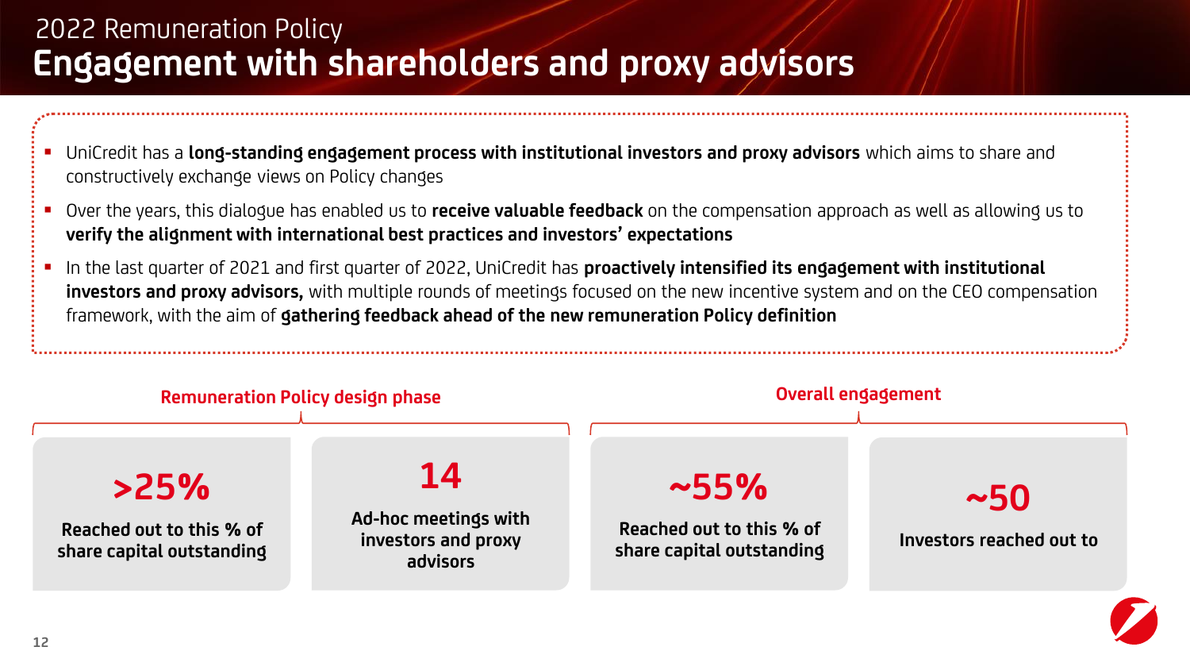# 2022 Remuneration Policy

## Engagement with shareholders and proxy advisors

- UniCredit has a **long-standing engagement process with institutional investors and proxy advisors** which aims to share and constructively exchange views on Policy changes
- Over the years, this dialogue has enabled us to **receive valuable feedback** on the compensation approach as well as allowing us to **verify the alignment with international best practices and investors' expectations**
- In the last quarter of 2021 and first quarter of 2022, UniCredit has **proactively intensified its engagement with institutional investors and proxy advisors,** with multiple rounds of meetings focused on the new incentive system and on the CEO compensation framework, with the aim of **gathering feedback ahead of the new remuneration Policy definition**

### Remuneration Policy design phase

**>25%**
**Reached out to this % of share capital outstanding**

**14**
**Ad-hoc meetings with investors and proxy advisors**

### Overall engagement

**~55%**
**Reached out to this % of share capital outstanding**

**~50**
**Investors reached out to**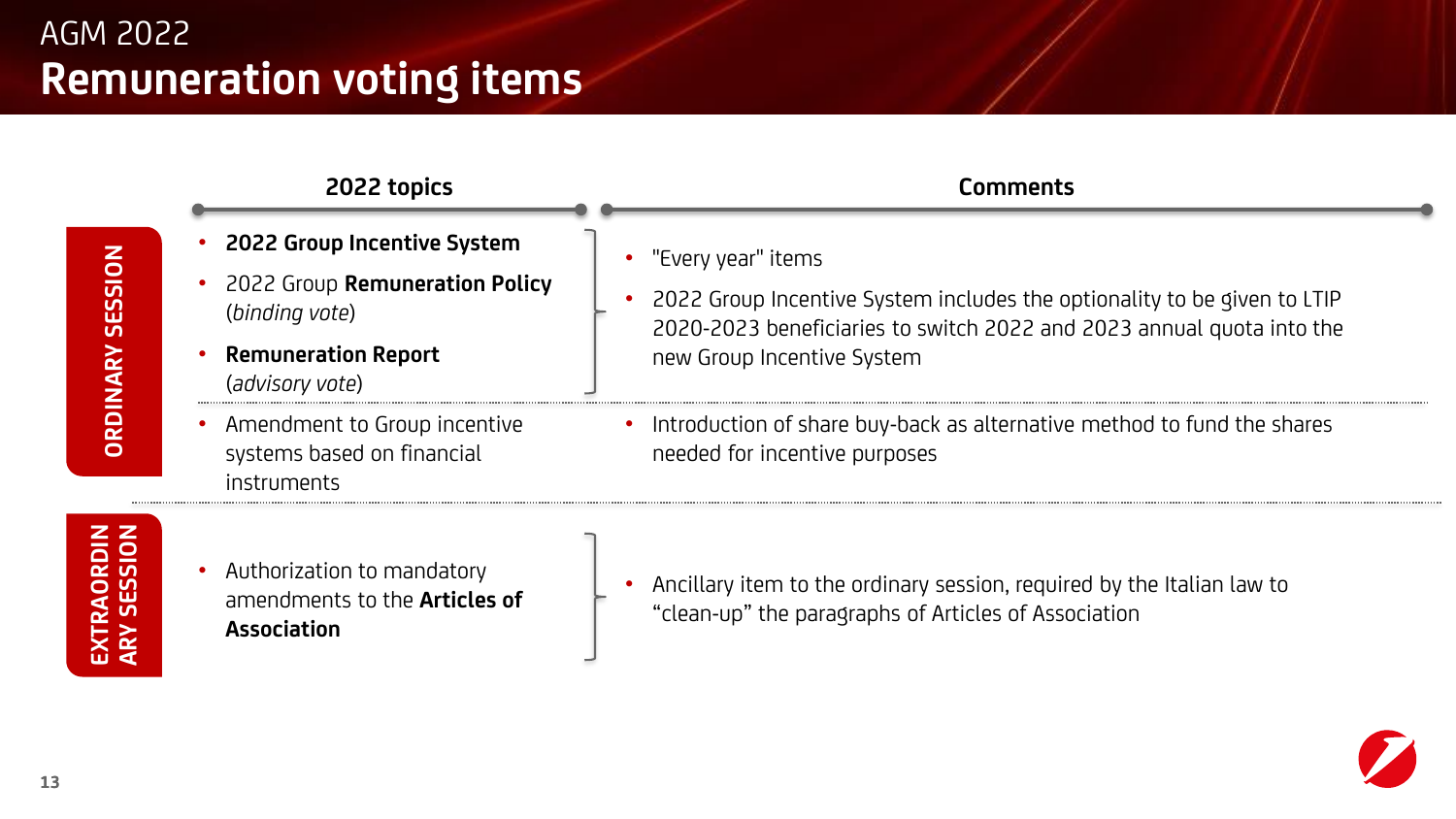AGM 2022

# Remuneration voting items

| | 2022 topics | Comments |
|---|---|---|
| ORDINARY SESSION | • **2022 Group Incentive System**<br>• 2022 Group **Remuneration Policy** (*binding vote*)<br>• **Remuneration Report** (*advisory vote*) | • "Every year" items<br>• 2022 Group Incentive System includes the optionality to be given to LTIP 2020-2023 beneficiaries to switch 2022 and 2023 annual quota into the new Group Incentive System |
| | • Amendment to Group incentive systems based on financial instruments | • Introduction of share buy-back as alternative method to fund the shares needed for incentive purposes |
| EXTRAORDINARY SESSION | • Authorization to mandatory amendments to the **Articles of Association** | • Ancillary item to the ordinary session, required by the Italian law to "clean-up" the paragraphs of Articles of Association |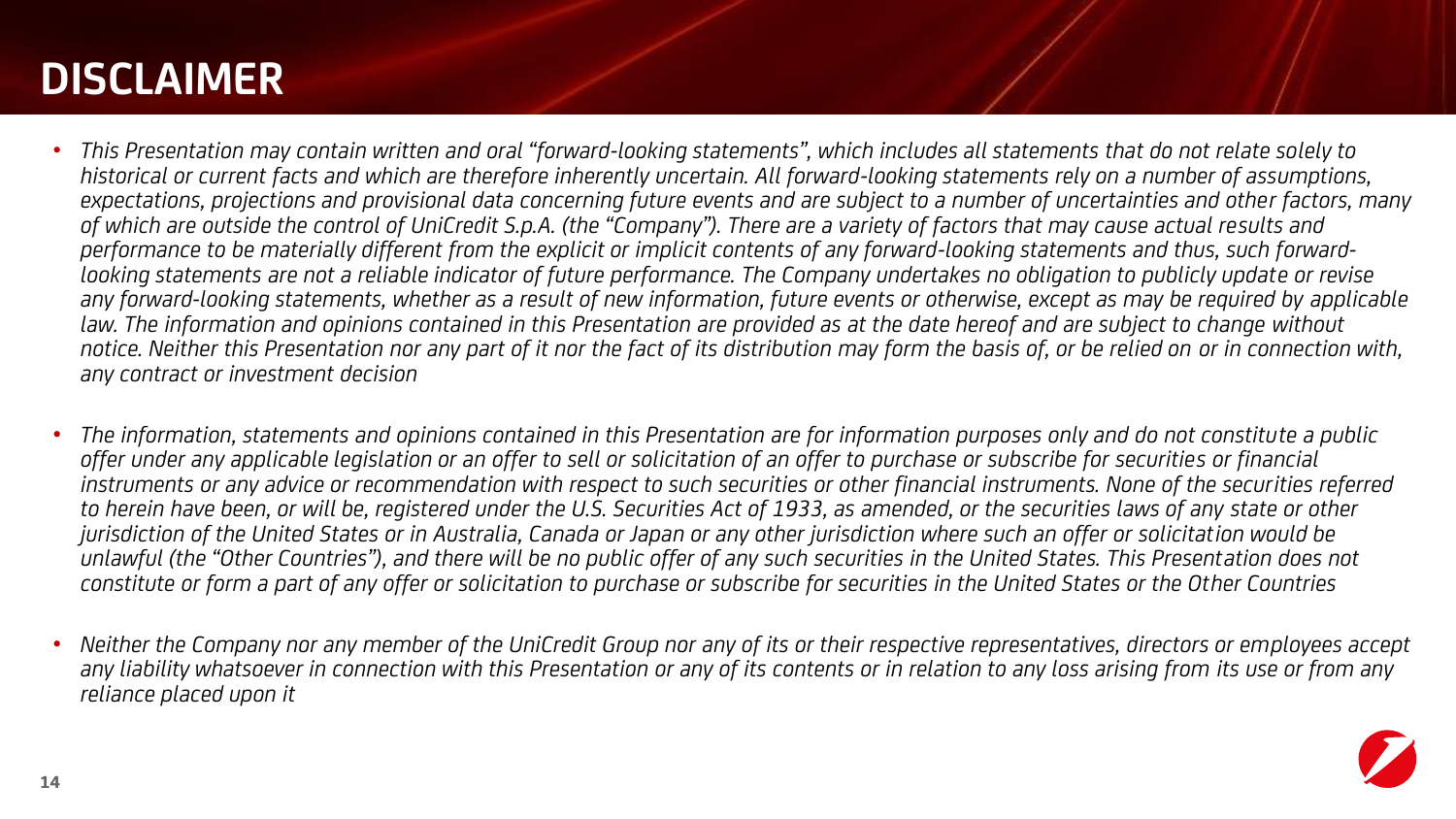# DISCLAIMER

- *This Presentation may contain written and oral "forward-looking statements", which includes all statements that do not relate solely to historical or current facts and which are therefore inherently uncertain. All forward-looking statements rely on a number of assumptions, expectations, projections and provisional data concerning future events and are subject to a number of uncertainties and other factors, many of which are outside the control of UniCredit S.p.A. (the "Company"). There are a variety of factors that may cause actual results and performance to be materially different from the explicit or implicit contents of any forward-looking statements and thus, such forward-looking statements are not a reliable indicator of future performance. The Company undertakes no obligation to publicly update or revise any forward-looking statements, whether as a result of new information, future events or otherwise, except as may be required by applicable law. The information and opinions contained in this Presentation are provided as at the date hereof and are subject to change without notice. Neither this Presentation nor any part of it nor the fact of its distribution may form the basis of, or be relied on or in connection with, any contract or investment decision*

- *The information, statements and opinions contained in this Presentation are for information purposes only and do not constitute a public offer under any applicable legislation or an offer to sell or solicitation of an offer to purchase or subscribe for securities or financial instruments or any advice or recommendation with respect to such securities or other financial instruments. None of the securities referred to herein have been, or will be, registered under the U.S. Securities Act of 1933, as amended, or the securities laws of any state or other jurisdiction of the United States or in Australia, Canada or Japan or any other jurisdiction where such an offer or solicitation would be unlawful (the "Other Countries"), and there will be no public offer of any such securities in the United States. This Presentation does not constitute or form a part of any offer or solicitation to purchase or subscribe for securities in the United States or the Other Countries*

- *Neither the Company nor any member of the UniCredit Group nor any of its or their respective representatives, directors or employees accept any liability whatsoever in connection with this Presentation or any of its contents or in relation to any loss arising from its use or from any reliance placed upon it*